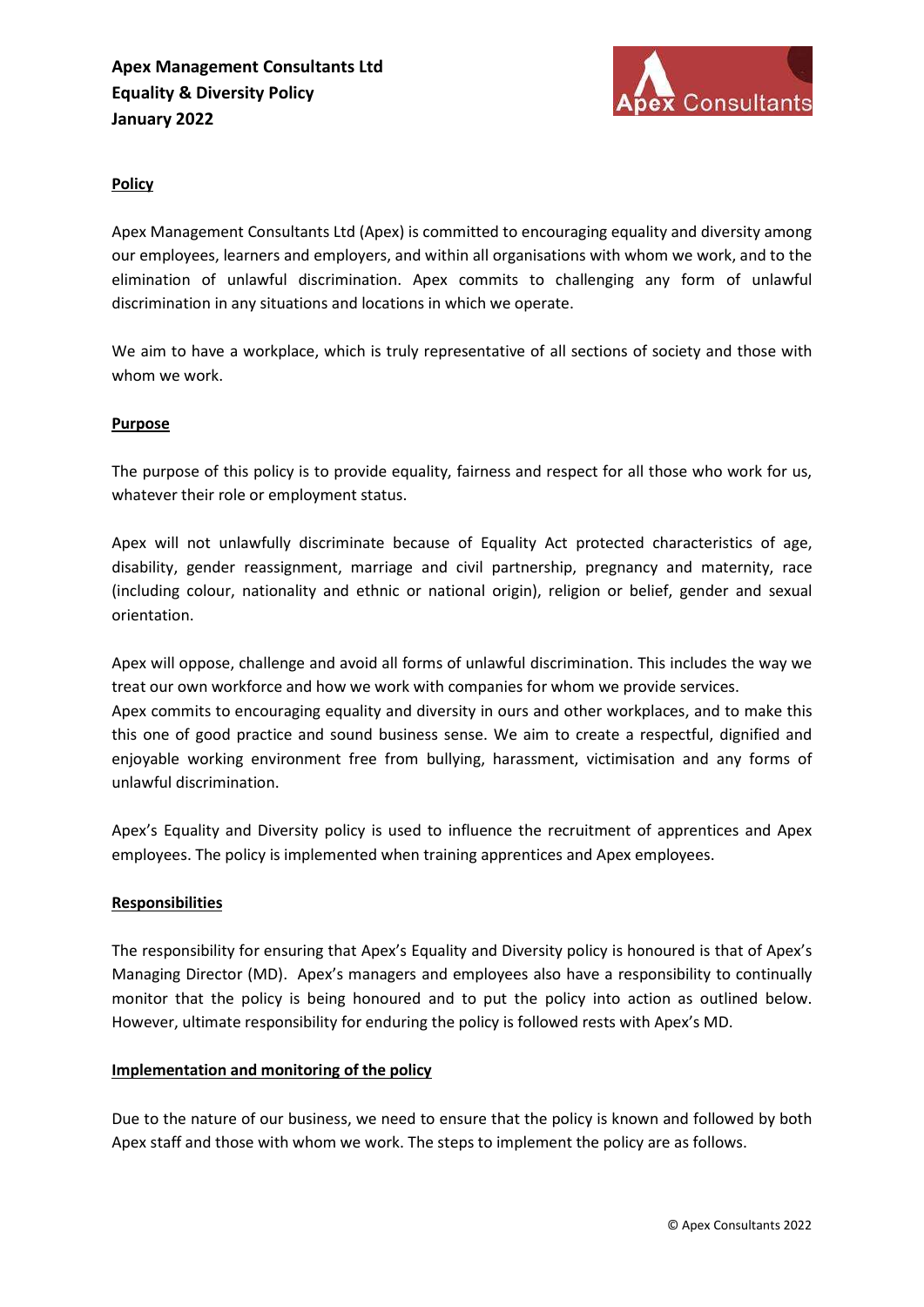**Apex Management Consultants Ltd**
**Equality & Diversity Policy**
**January 2022**

## Policy

Apex Management Consultants Ltd (Apex) is committed to encouraging equality and diversity among our employees, learners and employers, and within all organisations with whom we work, and to the elimination of unlawful discrimination. Apex commits to challenging any form of unlawful discrimination in any situations and locations in which we operate.

We aim to have a workplace, which is truly representative of all sections of society and those with whom we work.

## Purpose

The purpose of this policy is to provide equality, fairness and respect for all those who work for us, whatever their role or employment status.

Apex will not unlawfully discriminate because of Equality Act protected characteristics of age, disability, gender reassignment, marriage and civil partnership, pregnancy and maternity, race (including colour, nationality and ethnic or national origin), religion or belief, gender and sexual orientation.

Apex will oppose, challenge and avoid all forms of unlawful discrimination. This includes the way we treat our own workforce and how we work with companies for whom we provide services.
Apex commits to encouraging equality and diversity in ours and other workplaces, and to make this this one of good practice and sound business sense. We aim to create a respectful, dignified and enjoyable working environment free from bullying, harassment, victimisation and any forms of unlawful discrimination.

Apex's Equality and Diversity policy is used to influence the recruitment of apprentices and Apex employees. The policy is implemented when training apprentices and Apex employees.

## Responsibilities

The responsibility for ensuring that Apex's Equality and Diversity policy is honoured is that of Apex's Managing Director (MD). Apex's managers and employees also have a responsibility to continually monitor that the policy is being honoured and to put the policy into action as outlined below. However, ultimate responsibility for enduring the policy is followed rests with Apex's MD.

## Implementation and monitoring of the policy

Due to the nature of our business, we need to ensure that the policy is known and followed by both Apex staff and those with whom we work. The steps to implement the policy are as follows.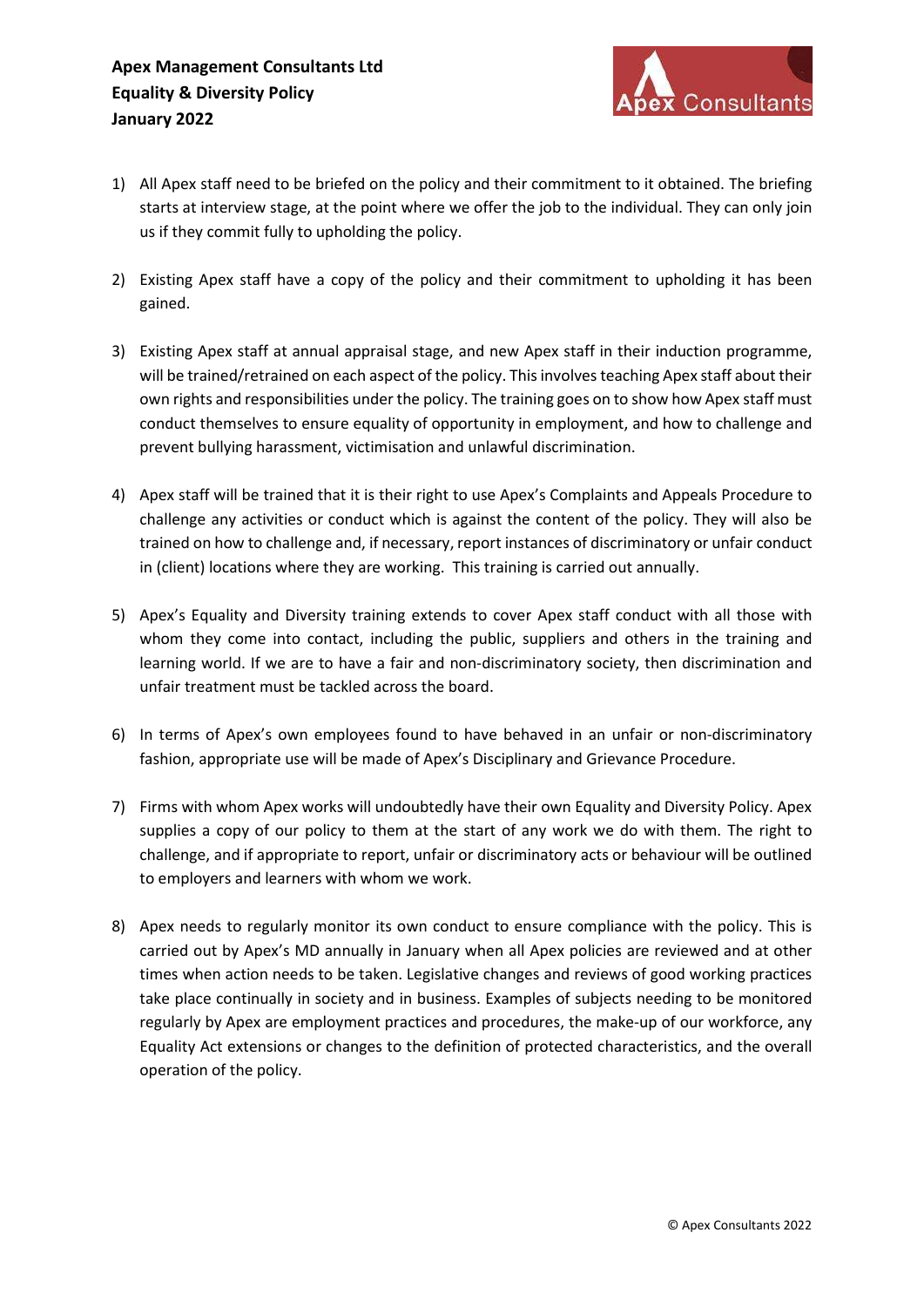1) All Apex staff need to be briefed on the policy and their commitment to it obtained. The briefing starts at interview stage, at the point where we offer the job to the individual. They can only join us if they commit fully to upholding the policy.

2) Existing Apex staff have a copy of the policy and their commitment to upholding it has been gained.

3) Existing Apex staff at annual appraisal stage, and new Apex staff in their induction programme, will be trained/retrained on each aspect of the policy. This involves teaching Apex staff about their own rights and responsibilities under the policy. The training goes on to show how Apex staff must conduct themselves to ensure equality of opportunity in employment, and how to challenge and prevent bullying harassment, victimisation and unlawful discrimination.

4) Apex staff will be trained that it is their right to use Apex's Complaints and Appeals Procedure to challenge any activities or conduct which is against the content of the policy. They will also be trained on how to challenge and, if necessary, report instances of discriminatory or unfair conduct in (client) locations where they are working. This training is carried out annually.

5) Apex's Equality and Diversity training extends to cover Apex staff conduct with all those with whom they come into contact, including the public, suppliers and others in the training and learning world. If we are to have a fair and non-discriminatory society, then discrimination and unfair treatment must be tackled across the board.

6) In terms of Apex's own employees found to have behaved in an unfair or non-discriminatory fashion, appropriate use will be made of Apex's Disciplinary and Grievance Procedure.

7) Firms with whom Apex works will undoubtedly have their own Equality and Diversity Policy. Apex supplies a copy of our policy to them at the start of any work we do with them. The right to challenge, and if appropriate to report, unfair or discriminatory acts or behaviour will be outlined to employers and learners with whom we work.

8) Apex needs to regularly monitor its own conduct to ensure compliance with the policy. This is carried out by Apex's MD annually in January when all Apex policies are reviewed and at other times when action needs to be taken. Legislative changes and reviews of good working practices take place continually in society and in business. Examples of subjects needing to be monitored regularly by Apex are employment practices and procedures, the make-up of our workforce, any Equality Act extensions or changes to the definition of protected characteristics, and the overall operation of the policy.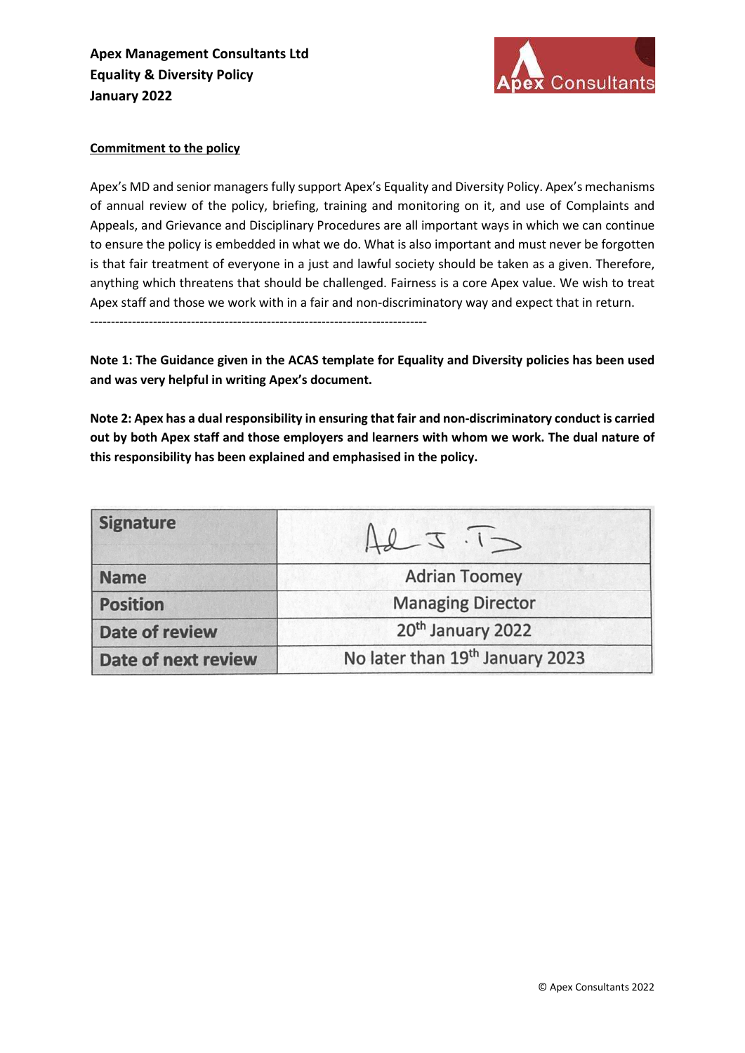**Apex Management Consultants Ltd**
**Equality & Diversity Policy**
**January 2022**

**Commitment to the policy**

Apex's MD and senior managers fully support Apex's Equality and Diversity Policy. Apex's mechanisms of annual review of the policy, briefing, training and monitoring on it, and use of Complaints and Appeals, and Grievance and Disciplinary Procedures are all important ways in which we can continue to ensure the policy is embedded in what we do. What is also important and must never be forgotten is that fair treatment of everyone in a just and lawful society should be taken as a given. Therefore, anything which threatens that should be challenged. Fairness is a core Apex value. We wish to treat Apex staff and those we work with in a fair and non-discriminatory way and expect that in return.

---

**Note 1: The Guidance given in the ACAS template for Equality and Diversity policies has been used and was very helpful in writing Apex's document.**

**Note 2: Apex has a dual responsibility in ensuring that fair and non-discriminatory conduct is carried out by both Apex staff and those employers and learners with whom we work. The dual nature of this responsibility has been explained and emphasised in the policy.**

| | |
|---|---|
| **Signature** | Ad J. T |
| **Name** | Adrian Toomey |
| **Position** | Managing Director |
| **Date of review** | 20th January 2022 |
| **Date of next review** | No later than 19th January 2023 |

© Apex Consultants 2022